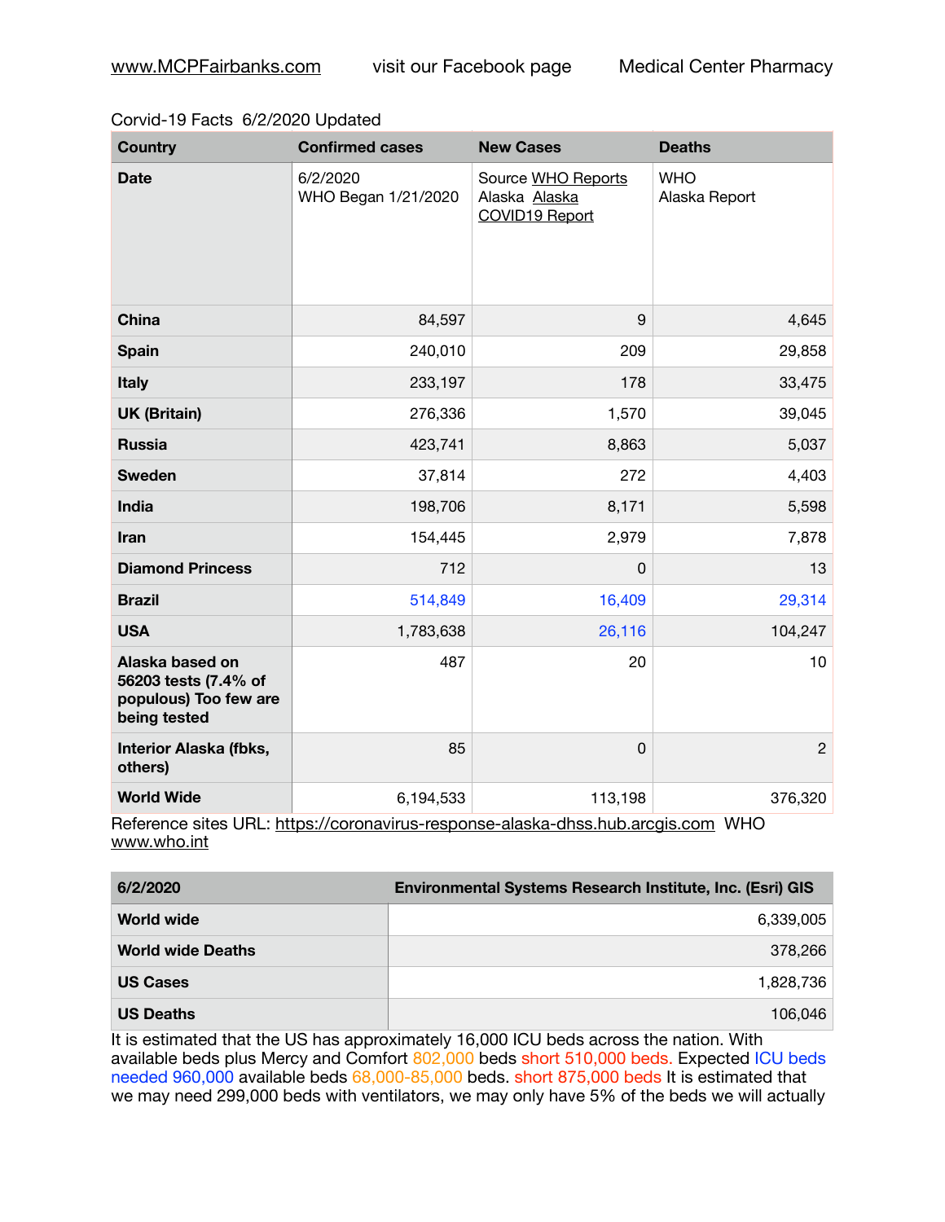www.MCPFairbanks.com visit our Facebook page Medical Center Pharmacy

Corvid-19 Facts 6/2/2020 Updated

| Country | Confirmed cases | New Cases | Deaths |
| --- | --- | --- | --- |
| Date | 6/2/2020 WHO Began 1/21/2020 | Source WHO Reports Alaska Alaska COVID19 Report | WHO Alaska Report |
| China | 84,597 | 9 | 4,645 |
| Spain | 240,010 | 209 | 29,858 |
| Italy | 233,197 | 178 | 33,475 |
| UK (Britain) | 276,336 | 1,570 | 39,045 |
| Russia | 423,741 | 8,863 | 5,037 |
| Sweden | 37,814 | 272 | 4,403 |
| India | 198,706 | 8,171 | 5,598 |
| Iran | 154,445 | 2,979 | 7,878 |
| Diamond Princess | 712 | 0 | 13 |
| Brazil | 514,849 | 16,409 | 29,314 |
| USA | 1,783,638 | 26,116 | 104,247 |
| Alaska based on 56203 tests (7.4% of populous) Too few are being tested | 487 | 20 | 10 |
| Interior Alaska (fbks, others) | 85 | 0 | 2 |
| World Wide | 6,194,533 | 113,198 | 376,320 |

Reference sites URL: https://coronavirus-response-alaska-dhss.hub.arcgis.com WHO www.who.int

| 6/2/2020 | Environmental Systems Research Institute, Inc. (Esri) GIS |
| --- | --- |
| World wide | 6,339,005 |
| World wide Deaths | 378,266 |
| US Cases | 1,828,736 |
| US Deaths | 106,046 |

It is estimated that the US has approximately 16,000 ICU beds across the nation. With available beds plus Mercy and Comfort 802,000 beds short 510,000 beds. Expected ICU beds needed 960,000 available beds 68,000-85,000 beds. short 875,000 beds It is estimated that we may need 299,000 beds with ventilators, we may only have 5% of the beds we will actually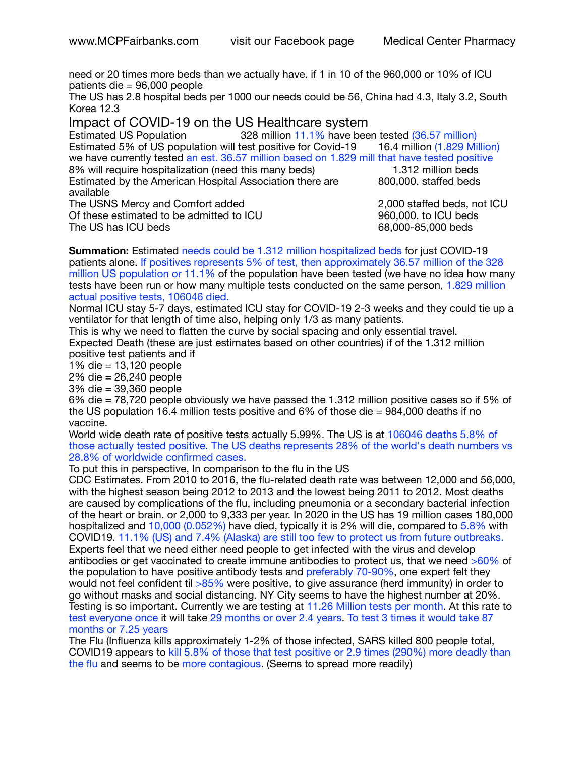need or 20 times more beds than we actually have. if 1 in 10 of the 960,000 or 10% of ICU patients die = 96,000 people

The US has 2.8 hospital beds per 1000 our needs could be 56, China had 4.3, Italy 3.2, South Korea 12.3

## Impact of COVID-19 on the US Healthcare system

| | |
|---|---|
| Estimated US Population | 328 million 11.1% have been tested (36.57 million) |
| Estimated 5% of US population will test positive for Covid-19 | 16.4 million (1.829 Million) |
| we have currently tested an est. 36.57 million based on 1.829 mill that have tested positive | |
| 8% will require hospitalization (need this many beds) | 1.312 million beds |
| Estimated by the American Hospital Association there are available | 800,000. staffed beds |
| The USNS Mercy and Comfort added | 2,000 staffed beds, not ICU |
| Of these estimated to be admitted to ICU | 960,000. to ICU beds |
| The US has ICU beds | 68,000-85,000 beds |

**Summation:** Estimated needs could be 1.312 million hospitalized beds for just COVID-19 patients alone. If positives represents 5% of test, then approximately 36.57 million of the 328 million US population or 11.1% of the population have been tested (we have no idea how many tests have been run or how many multiple tests conducted on the same person, 1.829 million actual positive tests, 106046 died.

Normal ICU stay 5-7 days, estimated ICU stay for COVID-19 2-3 weeks and they could tie up a ventilator for that length of time also, helping only 1/3 as many patients.

This is why we need to flatten the curve by social spacing and only essential travel.

Expected Death (these are just estimates based on other countries) if of the 1.312 million positive test patients and if

1% die = 13,120 people
2% die = 26,240 people
3% die = 39,360 people
6% die = 78,720 people obviously we have passed the 1.312 million positive cases so if 5% of the US population 16.4 million tests positive and 6% of those die = 984,000 deaths if no vaccine.

World wide death rate of positive tests actually 5.99%. The US is at 106046 deaths 5.8% of those actually tested positive. The US deaths represents 28% of the world's death numbers vs 28.8% of worldwide confirmed cases.

To put this in perspective, In comparison to the flu in the US

CDC Estimates. From 2010 to 2016, the flu-related death rate was between 12,000 and 56,000, with the highest season being 2012 to 2013 and the lowest being 2011 to 2012. Most deaths are caused by complications of the flu, including pneumonia or a secondary bacterial infection of the heart or brain. or 2,000 to 9,333 per year. In 2020 in the US has 19 million cases 180,000 hospitalized and 10,000 (0.052%) have died, typically it is 2% will die, compared to 5.8% with COVID19. 11.1% (US) and 7.4% (Alaska) are still too few to protect us from future outbreaks. Experts feel that we need either need people to get infected with the virus and develop antibodies or get vaccinated to create immune antibodies to protect us, that we need >60% of the population to have positive antibody tests and preferably 70-90%, one expert felt they would not feel confident til >85% were positive, to give assurance (herd immunity) in order to go without masks and social distancing. NY City seems to have the highest number at 20%. Testing is so important. Currently we are testing at 11.26 Million tests per month. At this rate to test everyone once it will take 29 months or over 2.4 years. To test 3 times it would take 87 months or 7.25 years

The Flu (Influenza kills approximately 1-2% of those infected, SARS killed 800 people total, COVID19 appears to kill 5.8% of those that test positive or 2.9 times (290%) more deadly than the flu and seems to be more contagious. (Seems to spread more readily)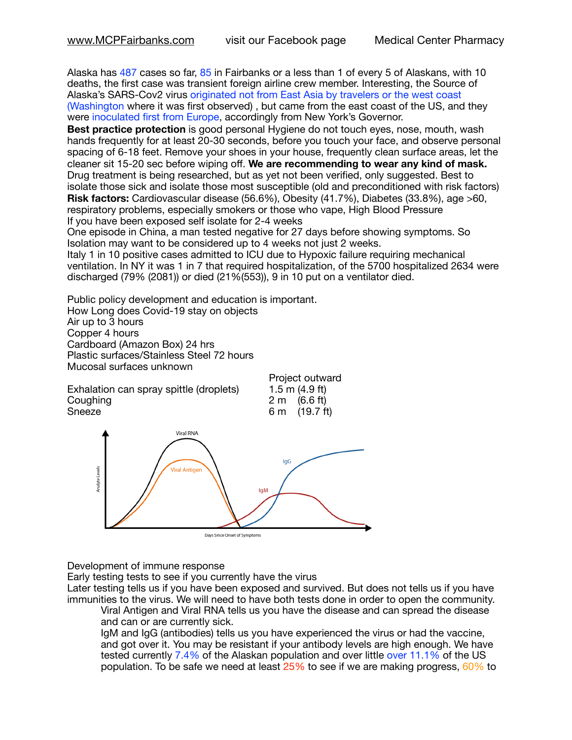www.MCPFairbanks.com visit our Facebook page Medical Center Pharmacy

Alaska has 487 cases so far, 85 in Fairbanks or a less than 1 of every 5 of Alaskans, with 10 deaths, the first case was transient foreign airline crew member. Interesting, the Source of Alaska's SARS-Cov2 virus originated not from East Asia by travelers or the west coast (Washington where it was first observed) , but came from the east coast of the US, and they were inoculated first from Europe, accordingly from New York's Governor.

**Best practice protection** is good personal Hygiene do not touch eyes, nose, mouth, wash hands frequently for at least 20-30 seconds, before you touch your face, and observe personal spacing of 6-18 feet. Remove your shoes in your house, frequently clean surface areas, let the cleaner sit 15-20 sec before wiping off. **We are recommending to wear any kind of mask.** Drug treatment is being researched, but as yet not been verified, only suggested. Best to isolate those sick and isolate those most susceptible (old and preconditioned with risk factors)

**Risk factors:** Cardiovascular disease (56.6%), Obesity (41.7%), Diabetes (33.8%), age >60, respiratory problems, especially smokers or those who vape, High Blood Pressure

If you have been exposed self isolate for 2-4 weeks

One episode in China, a man tested negative for 27 days before showing symptoms. So Isolation may want to be considered up to 4 weeks not just 2 weeks.

Italy 1 in 10 positive cases admitted to ICU due to Hypoxic failure requiring mechanical ventilation. In NY it was 1 in 7 that required hospitalization, of the 5700 hospitalized 2634 were discharged (79% (2081)) or died (21%(553)), 9 in 10 put on a ventilator died.

Public policy development and education is important.

How Long does Covid-19 stay on objects
Air up to 3 hours
Copper 4 hours
Cardboard (Amazon Box) 24 hrs
Plastic surfaces/Stainless Steel 72 hours
Mucosal surfaces unknown

| | Project outward |
|---|---|
| Exhalation can spray spittle (droplets) | 1.5 m (4.9 ft) |
| Coughing | 2 m (6.6 ft) |
| Sneeze | 6 m (19.7 ft) |

Development of immune response

Early testing tests to see if you currently have the virus

Later testing tells us if you have been exposed and survived. But does not tells us if you have immunities to the virus. We will need to have both tests done in order to open the community.

Viral Antigen and Viral RNA tells us you have the disease and can spread the disease and can or are currently sick.

IgM and IgG (antibodies) tells us you have experienced the virus or had the vaccine, and got over it. You may be resistant if your antibody levels are high enough. We have tested currently 7.4% of the Alaskan population and over little over 11.1% of the US population. To be safe we need at least 25% to see if we are making progress, 60% to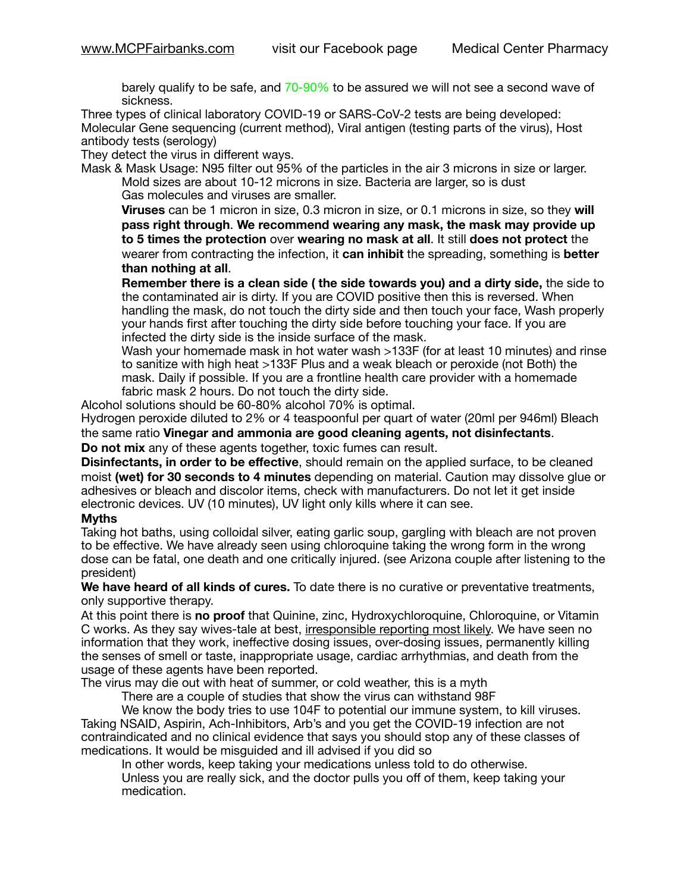barely qualify to be safe, and 70-90% to be assured we will not see a second wave of sickness.

Three types of clinical laboratory COVID-19 or SARS-CoV-2 tests are being developed: Molecular Gene sequencing (current method), Viral antigen (testing parts of the virus), Host antibody tests (serology)

They detect the virus in different ways.

Mask & Mask Usage: N95 filter out 95% of the particles in the air 3 microns in size or larger.

Mold sizes are about 10-12 microns in size. Bacteria are larger, so is dust
Gas molecules and viruses are smaller.

**Viruses** can be 1 micron in size, 0.3 micron in size, or 0.1 microns in size, so they **will pass right through**. **We recommend wearing any mask, the mask may provide up to 5 times the protection** over **wearing no mask at all**. It still **does not protect** the wearer from contracting the infection, it **can inhibit** the spreading, something is **better than nothing at all**.

**Remember there is a clean side ( the side towards you) and a dirty side,** the side to the contaminated air is dirty. If you are COVID positive then this is reversed. When handling the mask, do not touch the dirty side and then touch your face, Wash properly your hands first after touching the dirty side before touching your face. If you are infected the dirty side is the inside surface of the mask.

Wash your homemade mask in hot water wash >133F (for at least 10 minutes) and rinse to sanitize with high heat >133F Plus and a weak bleach or peroxide (not Both) the mask. Daily if possible. If you are a frontline health care provider with a homemade fabric mask 2 hours. Do not touch the dirty side.

Alcohol solutions should be 60-80% alcohol 70% is optimal.

Hydrogen peroxide diluted to 2% or 4 teaspoonful per quart of water (20ml per 946ml) Bleach the same ratio **Vinegar and ammonia are good cleaning agents, not disinfectants**.

**Do not mix** any of these agents together, toxic fumes can result.

**Disinfectants, in order to be effective**, should remain on the applied surface, to be cleaned moist **(wet) for 30 seconds to 4 minutes** depending on material. Caution may dissolve glue or adhesives or bleach and discolor items, check with manufacturers. Do not let it get inside electronic devices. UV (10 minutes), UV light only kills where it can see.

**Myths**

Taking hot baths, using colloidal silver, eating garlic soup, gargling with bleach are not proven to be effective. We have already seen using chloroquine taking the wrong form in the wrong dose can be fatal, one death and one critically injured. (see Arizona couple after listening to the president)

**We have heard of all kinds of cures.** To date there is no curative or preventative treatments, only supportive therapy.

At this point there is **no proof** that Quinine, zinc, Hydroxychloroquine, Chloroquine, or Vitamin C works. As they say wives-tale at best, irresponsible reporting most likely. We have seen no information that they work, ineffective dosing issues, over-dosing issues, permanently killing the senses of smell or taste, inappropriate usage, cardiac arrhythmias, and death from the usage of these agents have been reported.

The virus may die out with heat of summer, or cold weather, this is a myth

There are a couple of studies that show the virus can withstand 98F

We know the body tries to use 104F to potential our immune system, to kill viruses.

Taking NSAID, Aspirin, Ach-Inhibitors, Arb's and you get the COVID-19 infection are not contraindicated and no clinical evidence that says you should stop any of these classes of medications. It would be misguided and ill advised if you did so

In other words, keep taking your medications unless told to do otherwise.

Unless you are really sick, and the doctor pulls you off of them, keep taking your medication.